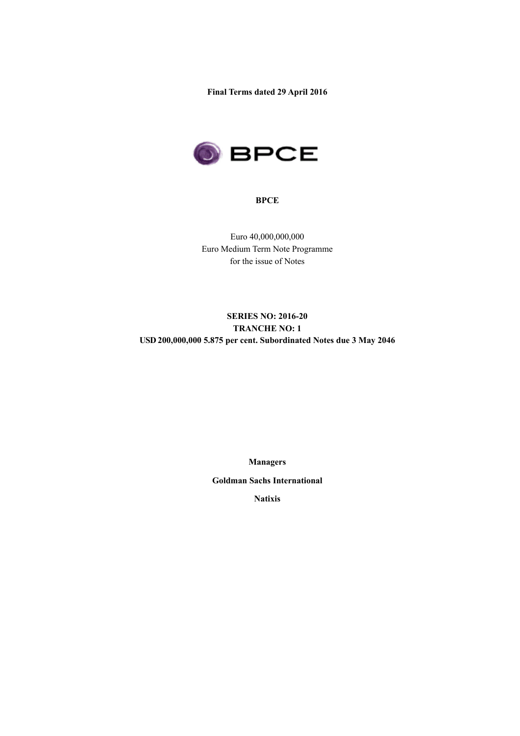**Final Terms dated 29 April 2016**

BPCE

**BPCE**

Euro 40,000,000,000
Euro Medium Term Note Programme
for the issue of Notes

**SERIES NO: 2016-20**
**TRANCHE NO: 1**
**USD 200,000,000 5.875 per cent. Subordinated Notes due 3 May 2046**

**Managers**

**Goldman Sachs International**

**Natixis**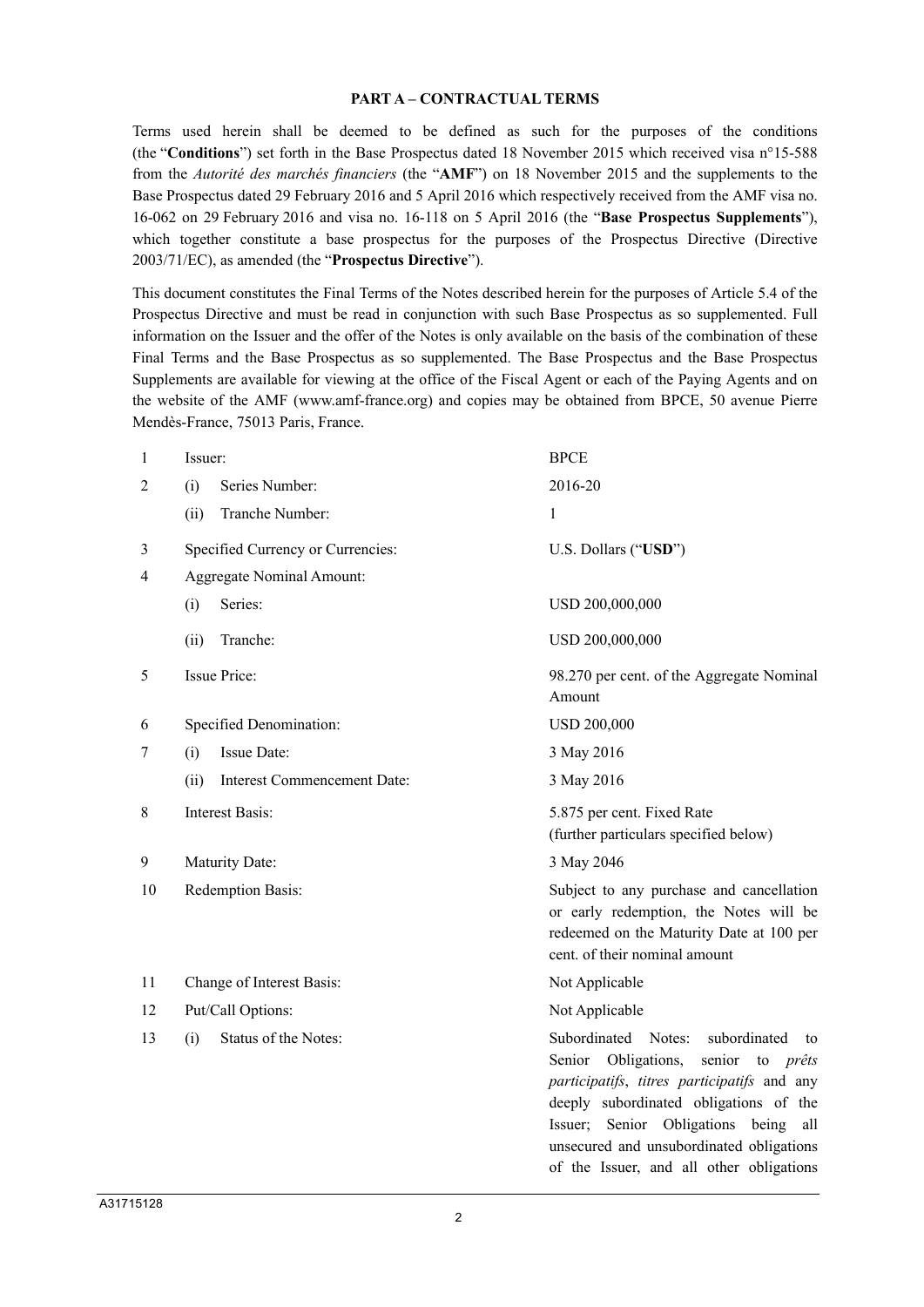**PART A – CONTRACTUAL TERMS**

Terms used herein shall be deemed to be defined as such for the purposes of the conditions (the "**Conditions**") set forth in the Base Prospectus dated 18 November 2015 which received visa n°15-588 from the *Autorité des marchés financiers* (the "**AMF**") on 18 November 2015 and the supplements to the Base Prospectus dated 29 February 2016 and 5 April 2016 which respectively received from the AMF visa no. 16-062 on 29 February 2016 and visa no. 16-118 on 5 April 2016 (the "**Base Prospectus Supplements**"), which together constitute a base prospectus for the purposes of the Prospectus Directive (Directive 2003/71/EC), as amended (the "**Prospectus Directive**").

This document constitutes the Final Terms of the Notes described herein for the purposes of Article 5.4 of the Prospectus Directive and must be read in conjunction with such Base Prospectus as so supplemented. Full information on the Issuer and the offer of the Notes is only available on the basis of the combination of these Final Terms and the Base Prospectus as so supplemented. The Base Prospectus and the Base Prospectus Supplements are available for viewing at the office of the Fiscal Agent or each of the Paying Agents and on the website of the AMF (www.amf-france.org) and copies may be obtained from BPCE, 50 avenue Pierre Mendès-France, 75013 Paris, France.

| | | |
|---|---|---|
| 1 | Issuer: | BPCE |
| 2 | (i) Series Number: | 2016-20 |
| | (ii) Tranche Number: | 1 |
| 3 | Specified Currency or Currencies: | U.S. Dollars ("**USD**") |
| 4 | Aggregate Nominal Amount: | |
| | (i) Series: | USD 200,000,000 |
| | (ii) Tranche: | USD 200,000,000 |
| 5 | Issue Price: | 98.270 per cent. of the Aggregate Nominal Amount |
| 6 | Specified Denomination: | USD 200,000 |
| 7 | (i) Issue Date: | 3 May 2016 |
| | (ii) Interest Commencement Date: | 3 May 2016 |
| 8 | Interest Basis: | 5.875 per cent. Fixed Rate (further particulars specified below) |
| 9 | Maturity Date: | 3 May 2046 |
| 10 | Redemption Basis: | Subject to any purchase and cancellation or early redemption, the Notes will be redeemed on the Maturity Date at 100 per cent. of their nominal amount |
| 11 | Change of Interest Basis: | Not Applicable |
| 12 | Put/Call Options: | Not Applicable |
| 13 | (i) Status of the Notes: | Subordinated Notes: subordinated to Senior Obligations, senior to *prêts participatifs*, *titres participatifs* and any deeply subordinated obligations of the Issuer; Senior Obligations being all unsecured and unsubordinated obligations of the Issuer, and all other obligations |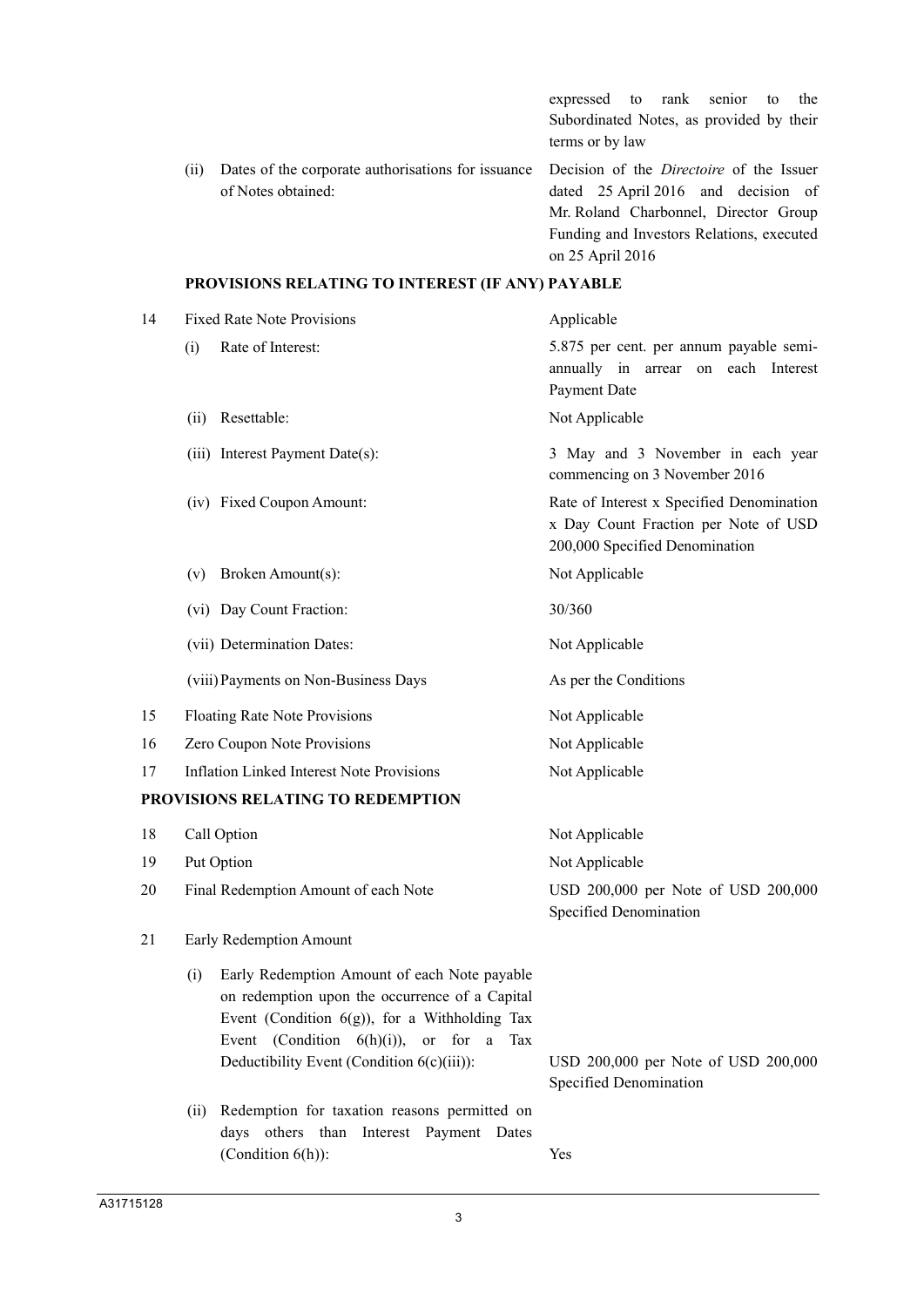| | | |
|---|---|---|
| | | expressed to rank senior to the Subordinated Notes, as provided by their terms or by law |
| | (ii) Dates of the corporate authorisations for issuance of Notes obtained: | Decision of the *Directoire* of the Issuer dated 25 April 2016 and decision of Mr. Roland Charbonnel, Director Group Funding and Investors Relations, executed on 25 April 2016 |

**PROVISIONS RELATING TO INTEREST (IF ANY) PAYABLE**

| | | |
|---|---|---|
| 14 | Fixed Rate Note Provisions | Applicable |
| | (i) Rate of Interest: | 5.875 per cent. per annum payable semi-annually in arrear on each Interest Payment Date |
| | (ii) Resettable: | Not Applicable |
| | (iii) Interest Payment Date(s): | 3 May and 3 November in each year commencing on 3 November 2016 |
| | (iv) Fixed Coupon Amount: | Rate of Interest x Specified Denomination x Day Count Fraction per Note of USD 200,000 Specified Denomination |
| | (v) Broken Amount(s): | Not Applicable |
| | (vi) Day Count Fraction: | 30/360 |
| | (vii) Determination Dates: | Not Applicable |
| | (viii) Payments on Non-Business Days | As per the Conditions |
| 15 | Floating Rate Note Provisions | Not Applicable |
| 16 | Zero Coupon Note Provisions | Not Applicable |
| 17 | Inflation Linked Interest Note Provisions | Not Applicable |

**PROVISIONS RELATING TO REDEMPTION**

| | | |
|---|---|---|
| 18 | Call Option | Not Applicable |
| 19 | Put Option | Not Applicable |
| 20 | Final Redemption Amount of each Note | USD 200,000 per Note of USD 200,000 Specified Denomination |
| 21 | Early Redemption Amount | |
| | (i) Early Redemption Amount of each Note payable on redemption upon the occurrence of a Capital Event (Condition 6(g)), for a Withholding Tax Event (Condition 6(h)(i)), or for a Tax Deductibility Event (Condition 6(c)(iii)): | USD 200,000 per Note of USD 200,000 Specified Denomination |
| | (ii) Redemption for taxation reasons permitted on days others than Interest Payment Dates (Condition 6(h)): | Yes |

A31715128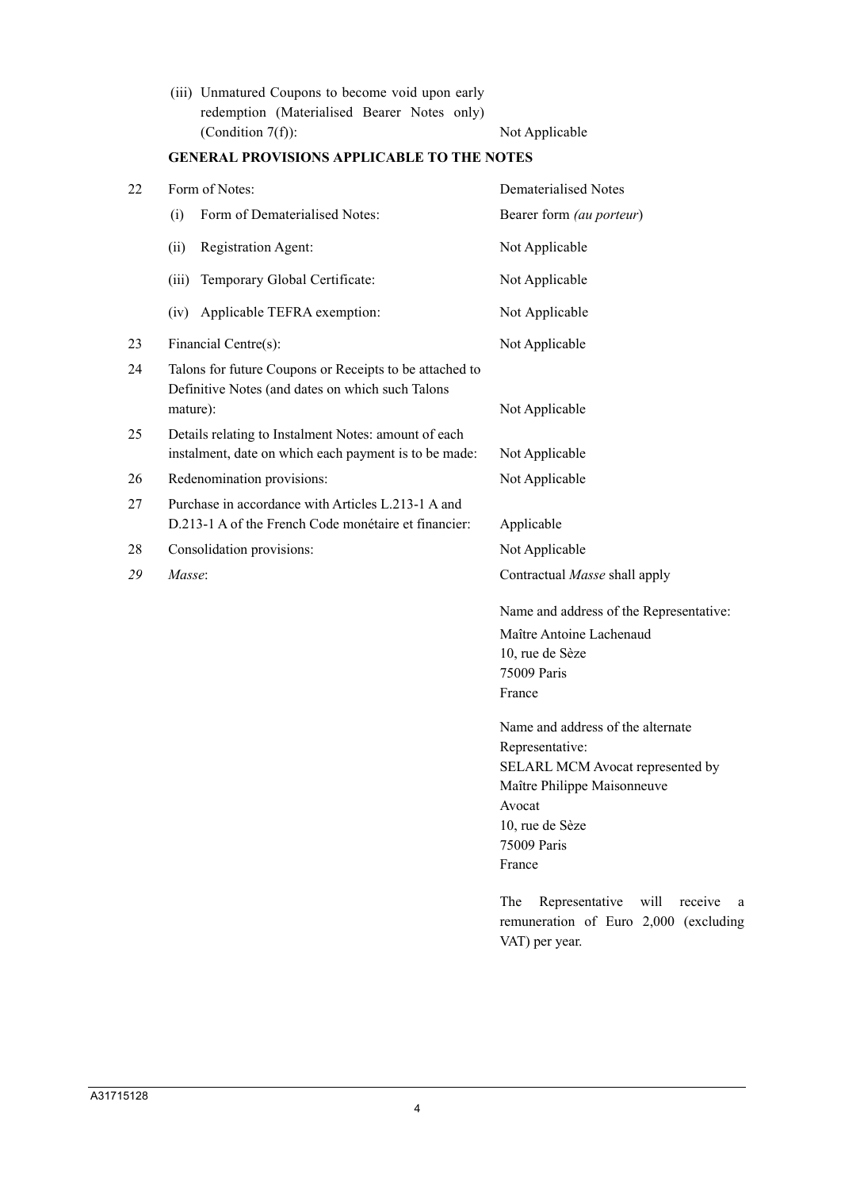| | | |
|---|---|---|
| | (iii) Unmatured Coupons to become void upon early redemption (Materialised Bearer Notes only) (Condition 7(f)): | Not Applicable |
| | **GENERAL PROVISIONS APPLICABLE TO THE NOTES** | |
| 22 | Form of Notes: | Dematerialised Notes |
| | (i) Form of Dematerialised Notes: | Bearer form *(au porteur)* |
| | (ii) Registration Agent: | Not Applicable |
| | (iii) Temporary Global Certificate: | Not Applicable |
| | (iv) Applicable TEFRA exemption: | Not Applicable |
| 23 | Financial Centre(s): | Not Applicable |
| 24 | Talons for future Coupons or Receipts to be attached to Definitive Notes (and dates on which such Talons mature): | Not Applicable |
| 25 | Details relating to Instalment Notes: amount of each instalment, date on which each payment is to be made: | Not Applicable |
| 26 | Redenomination provisions: | Not Applicable |
| 27 | Purchase in accordance with Articles L.213-1 A and D.213-1 A of the French Code monétaire et financier: | Applicable |
| 28 | Consolidation provisions: | Not Applicable |
| *29* | *Masse*: | Contractual *Masse* shall apply<br><br>Name and address of the Representative:<br>Maître Antoine Lachenaud<br>10, rue de Sèze<br>75009 Paris<br>France<br><br>Name and address of the alternate Representative:<br>SELARL MCM Avocat represented by Maître Philippe Maisonneuve<br>Avocat<br>10, rue de Sèze<br>75009 Paris<br>France<br><br>The Representative will receive a remuneration of Euro 2,000 (excluding VAT) per year. |

A31715128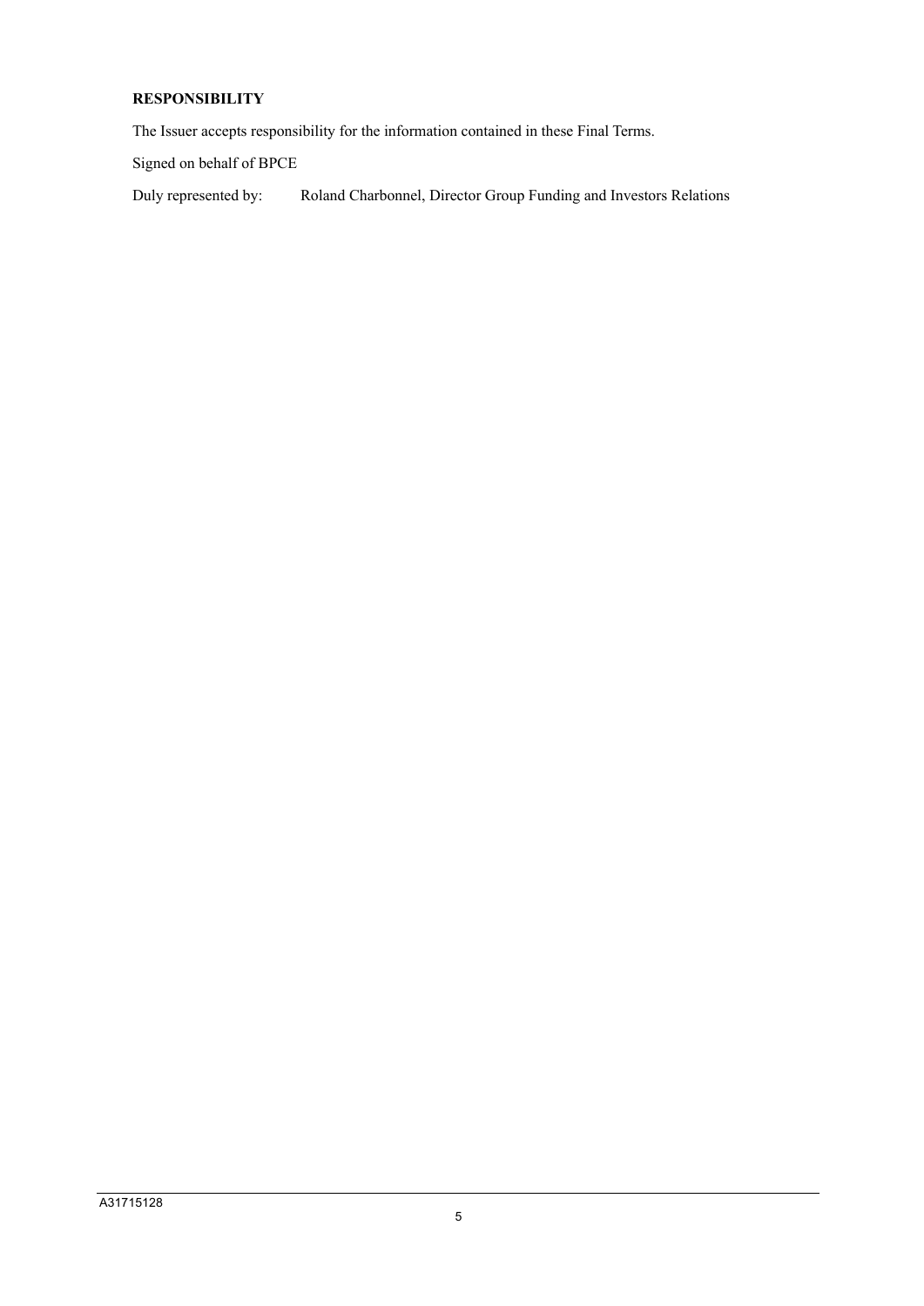**RESPONSIBILITY**

The Issuer accepts responsibility for the information contained in these Final Terms.

Signed on behalf of BPCE

Duly represented by: Roland Charbonnel, Director Group Funding and Investors Relations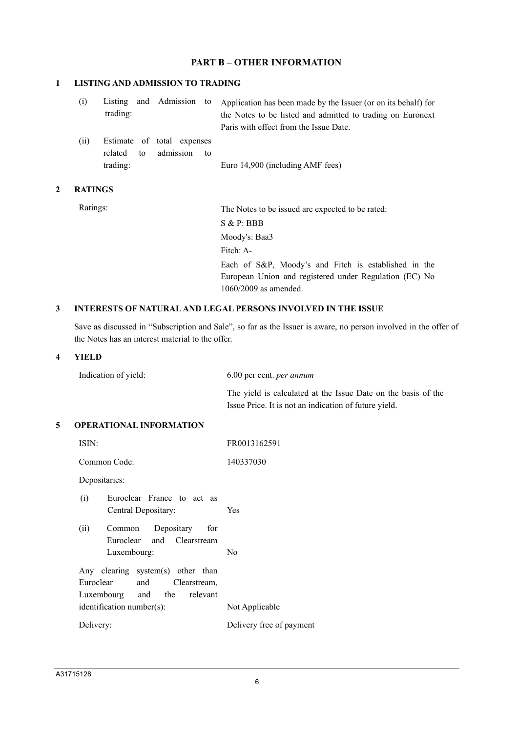## PART B – OTHER INFORMATION

### 1 LISTING AND ADMISSION TO TRADING

| | |
|---|---|
| (i) Listing and Admission to trading: | Application has been made by the Issuer (or on its behalf) for the Notes to be listed and admitted to trading on Euronext Paris with effect from the Issue Date. |
| (ii) Estimate of total expenses related to admission to trading: | Euro 14,900 (including AMF fees) |

### 2 RATINGS

| | |
|---|---|
| Ratings: | The Notes to be issued are expected to be rated:<br>S & P: BBB<br>Moody's: Baa3<br>Fitch: A-<br>Each of S&P, Moody's and Fitch is established in the European Union and registered under Regulation (EC) No 1060/2009 as amended. |

### 3 INTERESTS OF NATURAL AND LEGAL PERSONS INVOLVED IN THE ISSUE

Save as discussed in "Subscription and Sale", so far as the Issuer is aware, no person involved in the offer of the Notes has an interest material to the offer.

### 4 YIELD

| | |
|---|---|
| Indication of yield: | 6.00 per cent. *per annum*<br>The yield is calculated at the Issue Date on the basis of the Issue Price. It is not an indication of future yield. |

### 5 OPERATIONAL INFORMATION

| | |
|---|---|
| ISIN: | FR0013162591 |
| Common Code: | 140337030 |
| Depositaries: | |
| (i) Euroclear France to act as Central Depositary: | Yes |
| (ii) Common Depositary for Euroclear and Clearstream Luxembourg: | No |
| Any clearing system(s) other than Euroclear and Clearstream, Luxembourg and the relevant identification number(s): | Not Applicable |
| Delivery: | Delivery free of payment |

A31715128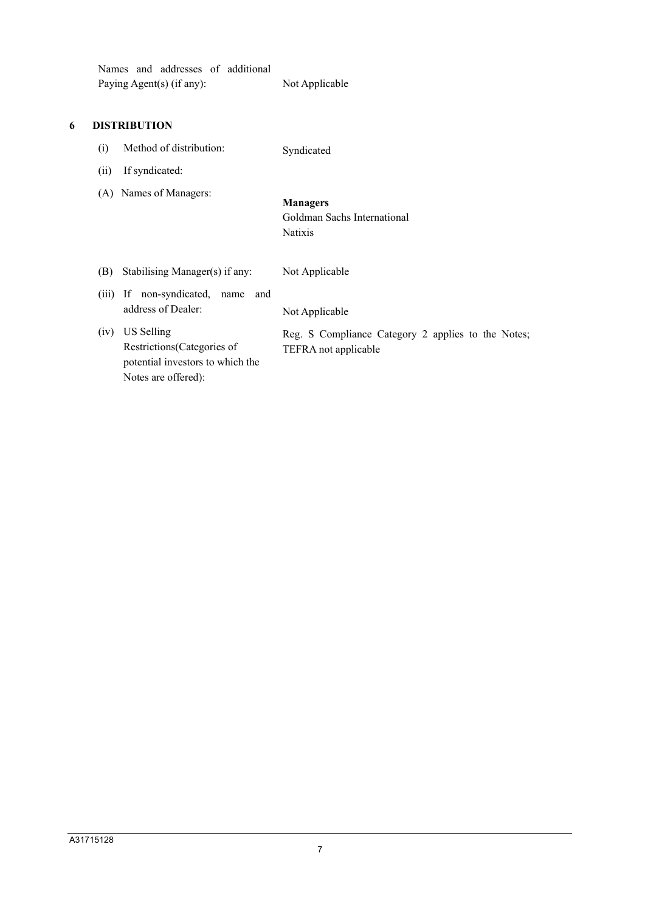| | |
|---|---|
| Names and addresses of additional Paying Agent(s) (if any): | Not Applicable |

## 6 DISTRIBUTION

| | |
|---|---|
| (i) Method of distribution: | Syndicated |
| (ii) If syndicated: | |
| (A) Names of Managers: | **Managers**<br>Goldman Sachs International<br>Natixis |
| (B) Stabilising Manager(s) if any: | Not Applicable |
| (iii) If non-syndicated, name and address of Dealer: | Not Applicable |
| (iv) US Selling Restrictions(Categories of potential investors to which the Notes are offered): | Reg. S Compliance Category 2 applies to the Notes; TEFRA not applicable |

A31715128